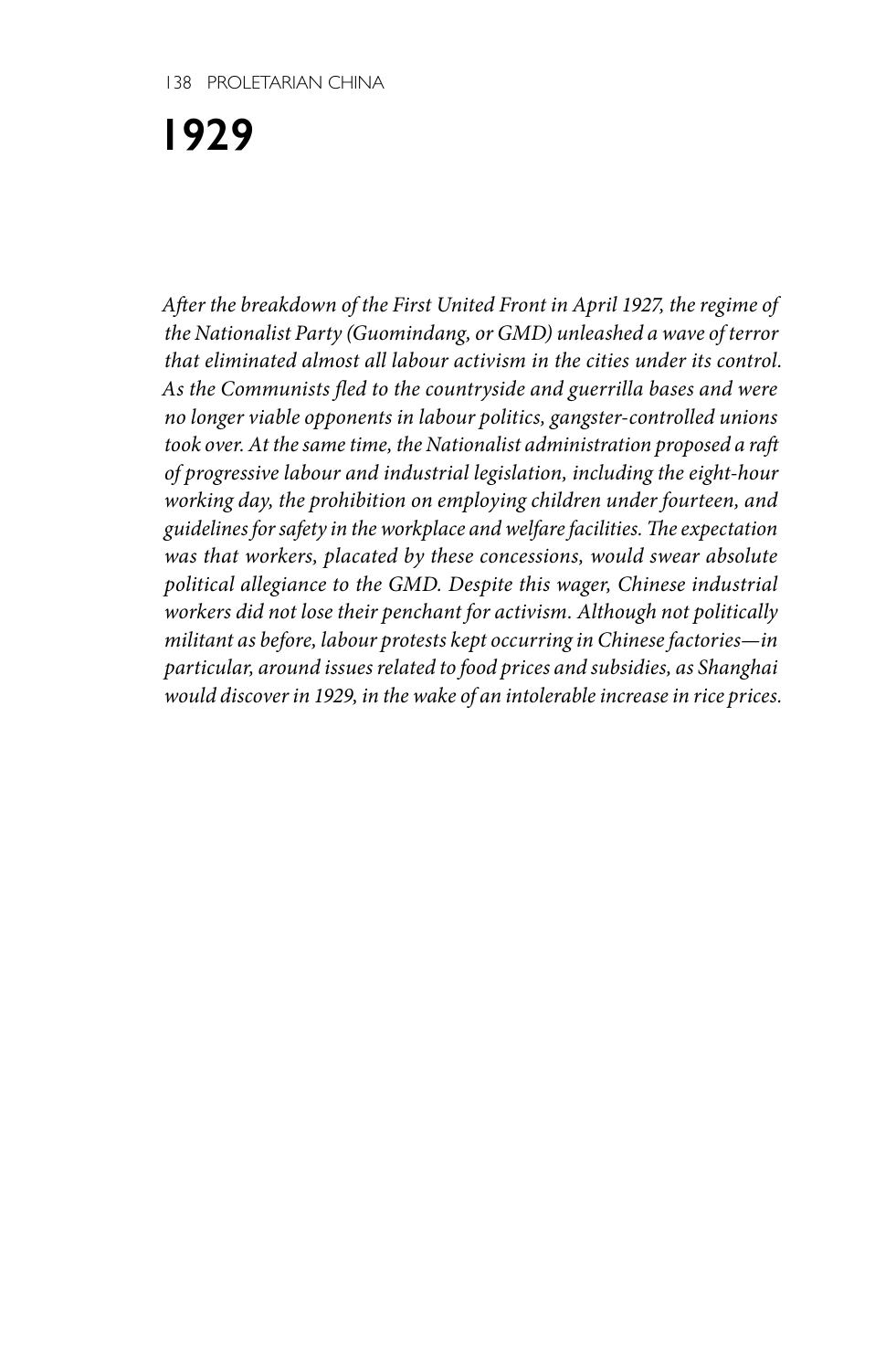# 1929

*After the breakdown of the First United Front in April 1927, the regime of the Nationalist Party (Guomindang, or GMD) unleashed a wave of terror that eliminated almost all labour activism in the cities under its control. As the Communists fled to the countryside and guerrilla bases and were no longer viable opponents in labour politics, gangster-controlled unions took over. At the same time, the Nationalist administration proposed a raft of progressive labour and industrial legislation, including the eight-hour working day, the prohibition on employing children under fourteen, and guidelines for safety in the workplace and welfare facilities. The expectation was that workers, placated by these concessions, would swear absolute political allegiance to the GMD. Despite this wager, Chinese industrial workers did not lose their penchant for activism. Although not politically militant as before, labour protests kept occurring in Chinese factories—in particular, around issues related to food prices and subsidies, as Shanghai would discover in 1929, in the wake of an intolerable increase in rice prices.*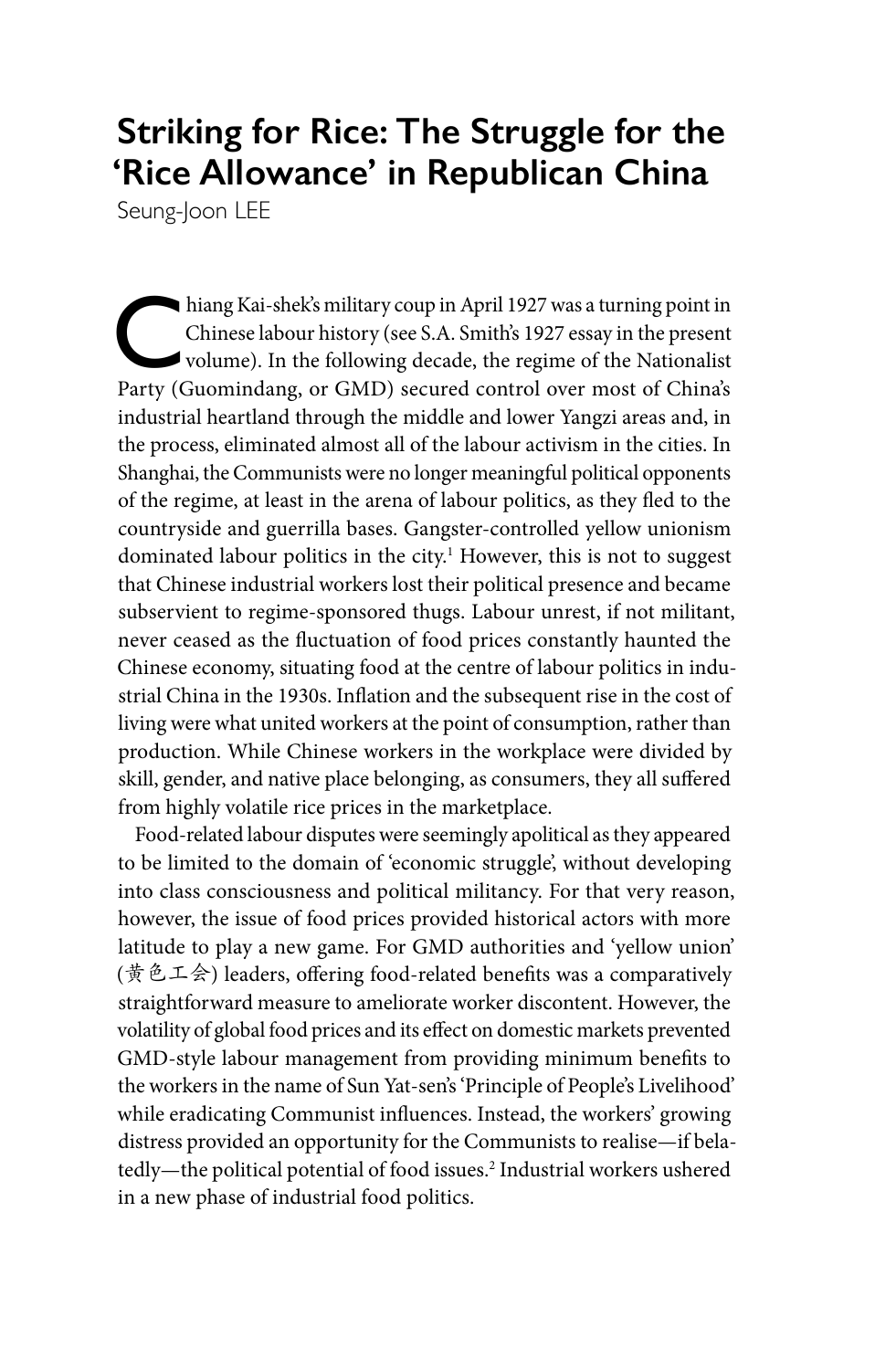# Striking for Rice: The Struggle for the 'Rice Allowance' in Republican China

Seung-Joon LEE

Chiang Kai-shek's military coup in April 1927 was a turning point in Chinese labour history (see S.A. Smith's 1927 essay in the present volume). In the following decade, the regime of the Nationalist Party (Guomindang, or GMD) secured control over most of China's industrial heartland through the middle and lower Yangzi areas and, in the process, eliminated almost all of the labour activism in the cities. In Shanghai, the Communists were no longer meaningful political opponents of the regime, at least in the arena of labour politics, as they fled to the countryside and guerrilla bases. Gangster-controlled yellow unionism dominated labour politics in the city.[1] However, this is not to suggest that Chinese industrial workers lost their political presence and became subservient to regime-sponsored thugs. Labour unrest, if not militant, never ceased as the fluctuation of food prices constantly haunted the Chinese economy, situating food at the centre of labour politics in industrial China in the 1930s. Inflation and the subsequent rise in the cost of living were what united workers at the point of consumption, rather than production. While Chinese workers in the workplace were divided by skill, gender, and native place belonging, as consumers, they all suffered from highly volatile rice prices in the marketplace.

Food-related labour disputes were seemingly apolitical as they appeared to be limited to the domain of 'economic struggle', without developing into class consciousness and political militancy. For that very reason, however, the issue of food prices provided historical actors with more latitude to play a new game. For GMD authorities and 'yellow union' (黄色工会) leaders, offering food-related benefits was a comparatively straightforward measure to ameliorate worker discontent. However, the volatility of global food prices and its effect on domestic markets prevented GMD-style labour management from providing minimum benefits to the workers in the name of Sun Yat-sen's 'Principle of People's Livelihood' while eradicating Communist influences. Instead, the workers' growing distress provided an opportunity for the Communists to realise—if belatedly—the political potential of food issues.[2] Industrial workers ushered in a new phase of industrial food politics.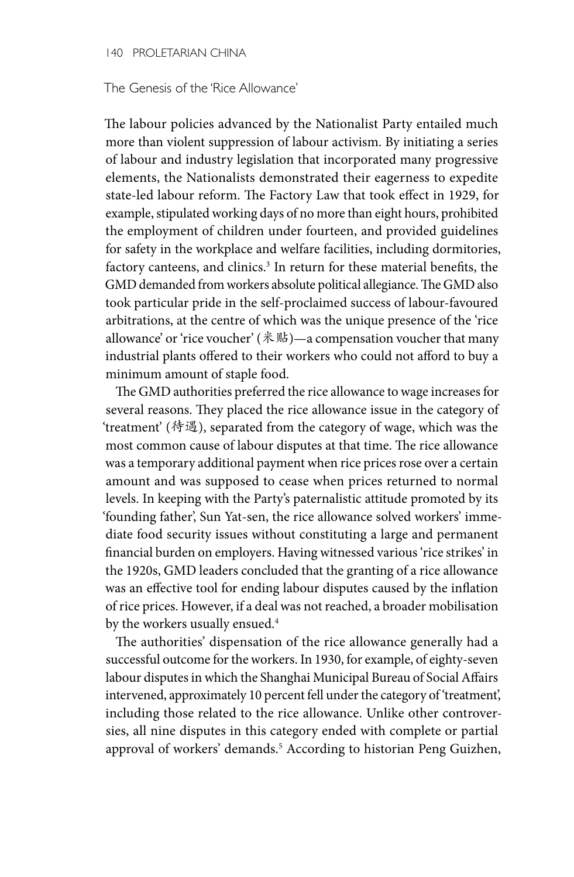## The Genesis of the 'Rice Allowance'

The labour policies advanced by the Nationalist Party entailed much more than violent suppression of labour activism. By initiating a series of labour and industry legislation that incorporated many progressive elements, the Nationalists demonstrated their eagerness to expedite state-led labour reform. The Factory Law that took effect in 1929, for example, stipulated working days of no more than eight hours, prohibited the employment of children under fourteen, and provided guidelines for safety in the workplace and welfare facilities, including dormitories, factory canteens, and clinics.[3] In return for these material benefits, the GMD demanded from workers absolute political allegiance. The GMD also took particular pride in the self-proclaimed success of labour-favoured arbitrations, at the centre of which was the unique presence of the 'rice allowance' or 'rice voucher' (米贴)—a compensation voucher that many industrial plants offered to their workers who could not afford to buy a minimum amount of staple food.

The GMD authorities preferred the rice allowance to wage increases for several reasons. They placed the rice allowance issue in the category of 'treatment' (待遇), separated from the category of wage, which was the most common cause of labour disputes at that time. The rice allowance was a temporary additional payment when rice prices rose over a certain amount and was supposed to cease when prices returned to normal levels. In keeping with the Party's paternalistic attitude promoted by its 'founding father', Sun Yat-sen, the rice allowance solved workers' immediate food security issues without constituting a large and permanent financial burden on employers. Having witnessed various 'rice strikes' in the 1920s, GMD leaders concluded that the granting of a rice allowance was an effective tool for ending labour disputes caused by the inflation of rice prices. However, if a deal was not reached, a broader mobilisation by the workers usually ensued.[4]

The authorities' dispensation of the rice allowance generally had a successful outcome for the workers. In 1930, for example, of eighty-seven labour disputes in which the Shanghai Municipal Bureau of Social Affairs intervened, approximately 10 percent fell under the category of 'treatment', including those related to the rice allowance. Unlike other controversies, all nine disputes in this category ended with complete or partial approval of workers' demands.[5] According to historian Peng Guizhen,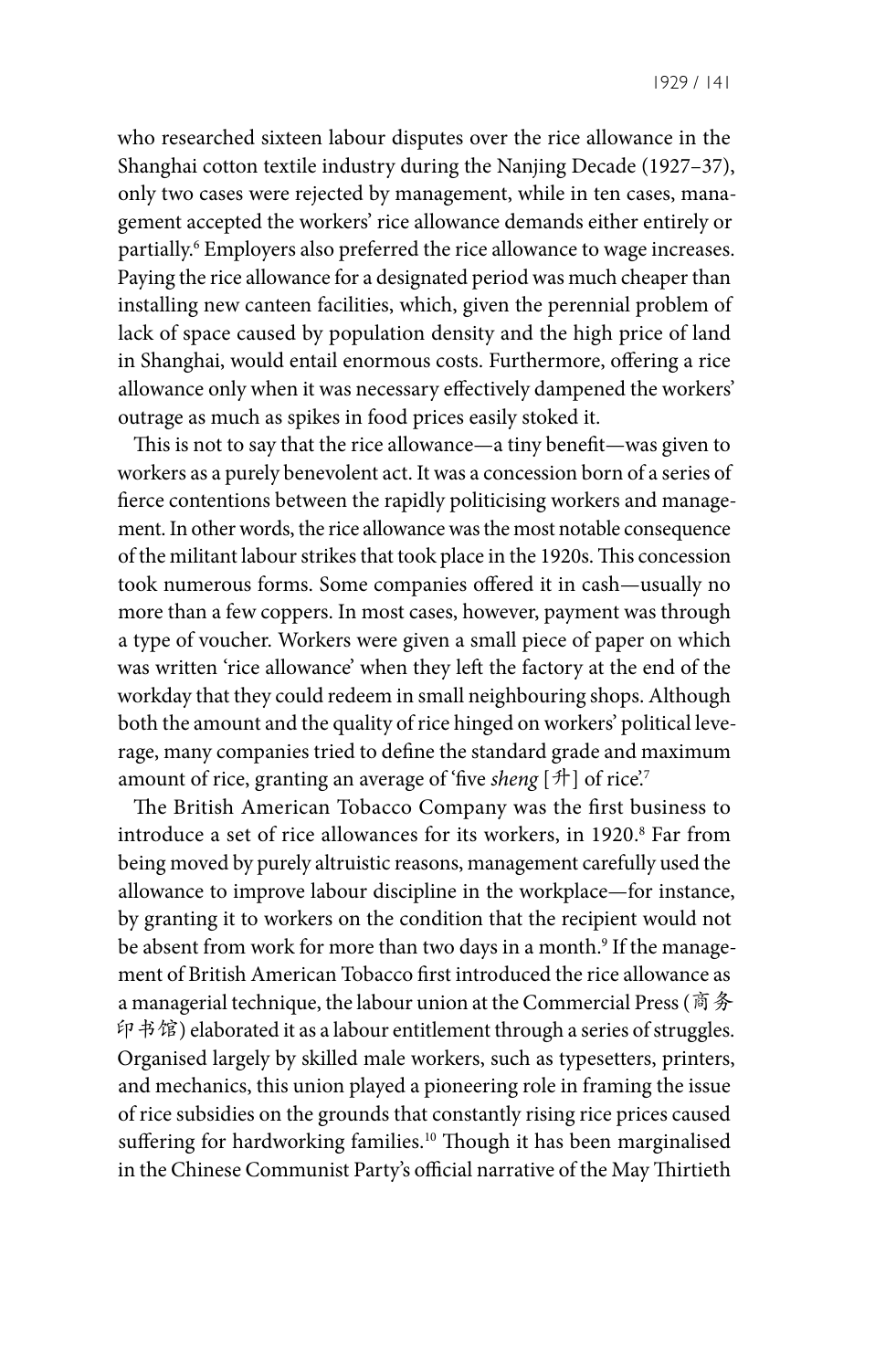who researched sixteen labour disputes over the rice allowance in the Shanghai cotton textile industry during the Nanjing Decade (1927–37), only two cases were rejected by management, while in ten cases, management accepted the workers' rice allowance demands either entirely or partially.[6] Employers also preferred the rice allowance to wage increases. Paying the rice allowance for a designated period was much cheaper than installing new canteen facilities, which, given the perennial problem of lack of space caused by population density and the high price of land in Shanghai, would entail enormous costs. Furthermore, offering a rice allowance only when it was necessary effectively dampened the workers' outrage as much as spikes in food prices easily stoked it.

This is not to say that the rice allowance—a tiny benefit—was given to workers as a purely benevolent act. It was a concession born of a series of fierce contentions between the rapidly politicising workers and management. In other words, the rice allowance was the most notable consequence of the militant labour strikes that took place in the 1920s. This concession took numerous forms. Some companies offered it in cash—usually no more than a few coppers. In most cases, however, payment was through a type of voucher. Workers were given a small piece of paper on which was written 'rice allowance' when they left the factory at the end of the workday that they could redeem in small neighbouring shops. Although both the amount and the quality of rice hinged on workers' political leverage, many companies tried to define the standard grade and maximum amount of rice, granting an average of 'five *sheng* [升] of rice'.[7]

The British American Tobacco Company was the first business to introduce a set of rice allowances for its workers, in 1920.[8] Far from being moved by purely altruistic reasons, management carefully used the allowance to improve labour discipline in the workplace—for instance, by granting it to workers on the condition that the recipient would not be absent from work for more than two days in a month.[9] If the management of British American Tobacco first introduced the rice allowance as a managerial technique, the labour union at the Commercial Press (商务印书馆) elaborated it as a labour entitlement through a series of struggles. Organised largely by skilled male workers, such as typesetters, printers, and mechanics, this union played a pioneering role in framing the issue of rice subsidies on the grounds that constantly rising rice prices caused suffering for hardworking families.[10] Though it has been marginalised in the Chinese Communist Party's official narrative of the May Thirtieth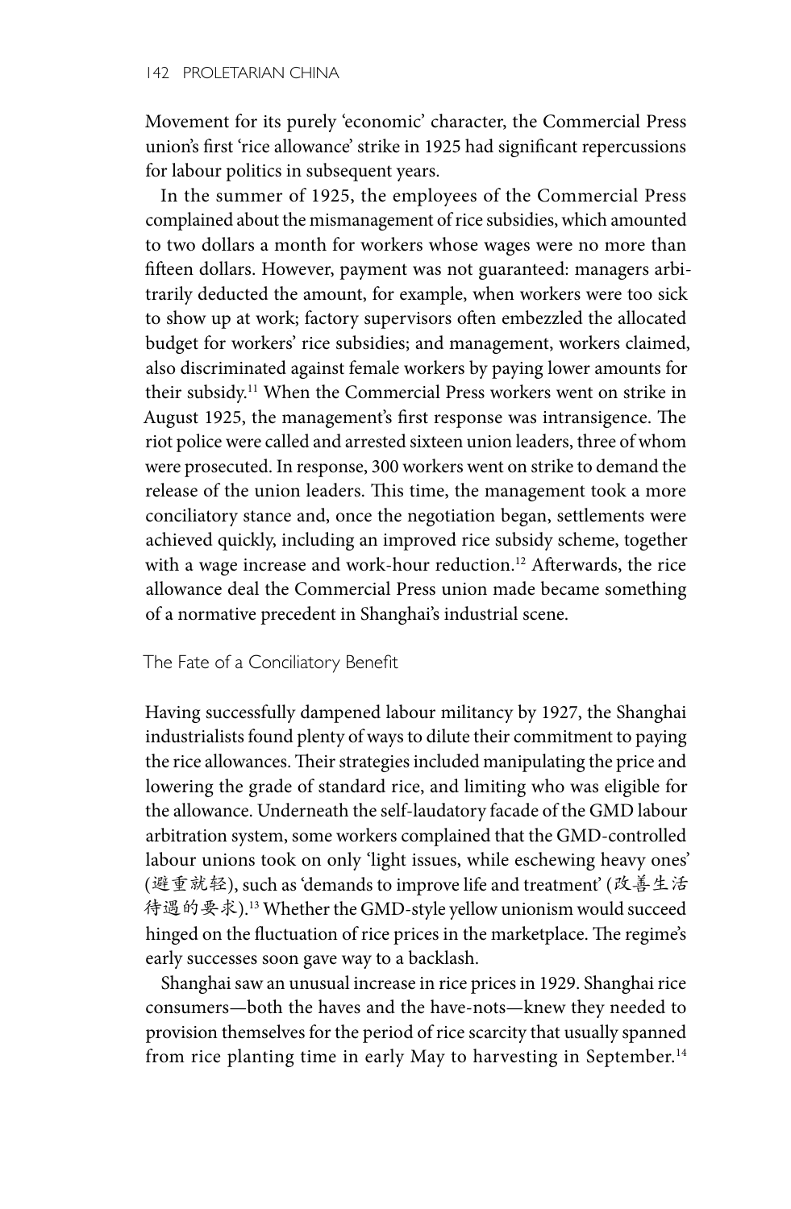Movement for its purely 'economic' character, the Commercial Press union's first 'rice allowance' strike in 1925 had significant repercussions for labour politics in subsequent years.

In the summer of 1925, the employees of the Commercial Press complained about the mismanagement of rice subsidies, which amounted to two dollars a month for workers whose wages were no more than fifteen dollars. However, payment was not guaranteed: managers arbitrarily deducted the amount, for example, when workers were too sick to show up at work; factory supervisors often embezzled the allocated budget for workers' rice subsidies; and management, workers claimed, also discriminated against female workers by paying lower amounts for their subsidy.[11] When the Commercial Press workers went on strike in August 1925, the management's first response was intransigence. The riot police were called and arrested sixteen union leaders, three of whom were prosecuted. In response, 300 workers went on strike to demand the release of the union leaders. This time, the management took a more conciliatory stance and, once the negotiation began, settlements were achieved quickly, including an improved rice subsidy scheme, together with a wage increase and work-hour reduction.[12] Afterwards, the rice allowance deal the Commercial Press union made became something of a normative precedent in Shanghai's industrial scene.

## The Fate of a Conciliatory Benefit

Having successfully dampened labour militancy by 1927, the Shanghai industrialists found plenty of ways to dilute their commitment to paying the rice allowances. Their strategies included manipulating the price and lowering the grade of standard rice, and limiting who was eligible for the allowance. Underneath the self-laudatory facade of the GMD labour arbitration system, some workers complained that the GMD-controlled labour unions took on only 'light issues, while eschewing heavy ones' (避重就轻), such as 'demands to improve life and treatment' (改善生活待遇的要求).[13] Whether the GMD-style yellow unionism would succeed hinged on the fluctuation of rice prices in the marketplace. The regime's early successes soon gave way to a backlash.

Shanghai saw an unusual increase in rice prices in 1929. Shanghai rice consumers—both the haves and the have-nots—knew they needed to provision themselves for the period of rice scarcity that usually spanned from rice planting time in early May to harvesting in September.[14]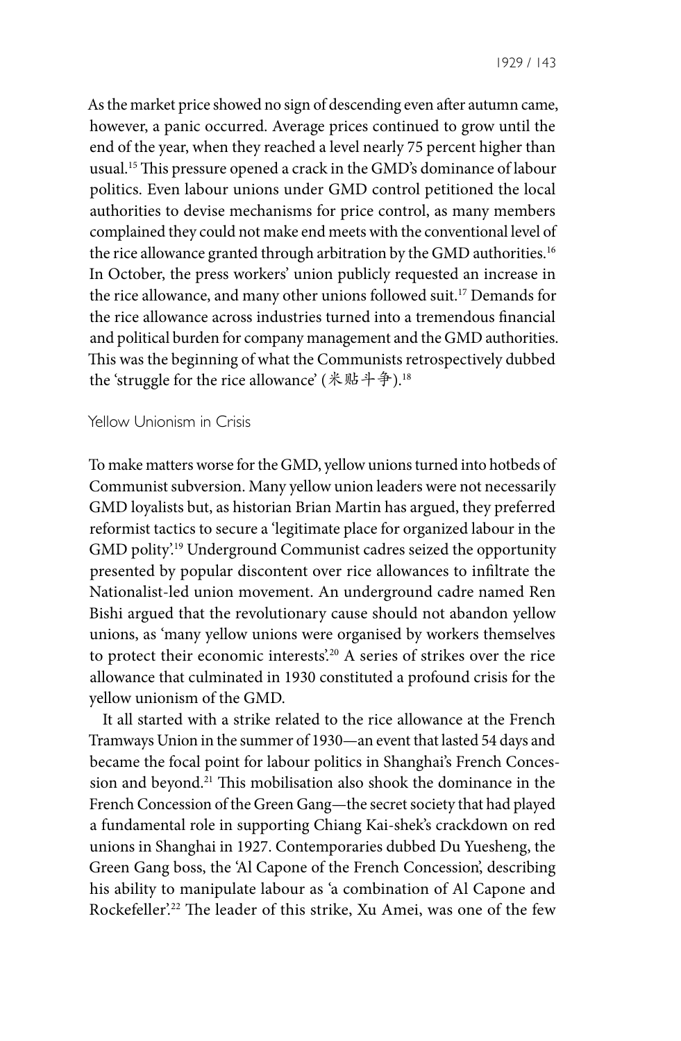As the market price showed no sign of descending even after autumn came, however, a panic occurred. Average prices continued to grow until the end of the year, when they reached a level nearly 75 percent higher than usual.[15] This pressure opened a crack in the GMD's dominance of labour politics. Even labour unions under GMD control petitioned the local authorities to devise mechanisms for price control, as many members complained they could not make end meets with the conventional level of the rice allowance granted through arbitration by the GMD authorities.[16] In October, the press workers' union publicly requested an increase in the rice allowance, and many other unions followed suit.[17] Demands for the rice allowance across industries turned into a tremendous financial and political burden for company management and the GMD authorities. This was the beginning of what the Communists retrospectively dubbed the 'struggle for the rice allowance' (米贴斗争).[18]

## Yellow Unionism in Crisis

To make matters worse for the GMD, yellow unions turned into hotbeds of Communist subversion. Many yellow union leaders were not necessarily GMD loyalists but, as historian Brian Martin has argued, they preferred reformist tactics to secure a 'legitimate place for organized labour in the GMD polity'.[19] Underground Communist cadres seized the opportunity presented by popular discontent over rice allowances to infiltrate the Nationalist-led union movement. An underground cadre named Ren Bishi argued that the revolutionary cause should not abandon yellow unions, as 'many yellow unions were organised by workers themselves to protect their economic interests'.[20] A series of strikes over the rice allowance that culminated in 1930 constituted a profound crisis for the yellow unionism of the GMD.

It all started with a strike related to the rice allowance at the French Tramways Union in the summer of 1930—an event that lasted 54 days and became the focal point for labour politics in Shanghai's French Concession and beyond.[21] This mobilisation also shook the dominance in the French Concession of the Green Gang—the secret society that had played a fundamental role in supporting Chiang Kai-shek's crackdown on red unions in Shanghai in 1927. Contemporaries dubbed Du Yuesheng, the Green Gang boss, the 'Al Capone of the French Concession', describing his ability to manipulate labour as 'a combination of Al Capone and Rockefeller'.[22] The leader of this strike, Xu Amei, was one of the few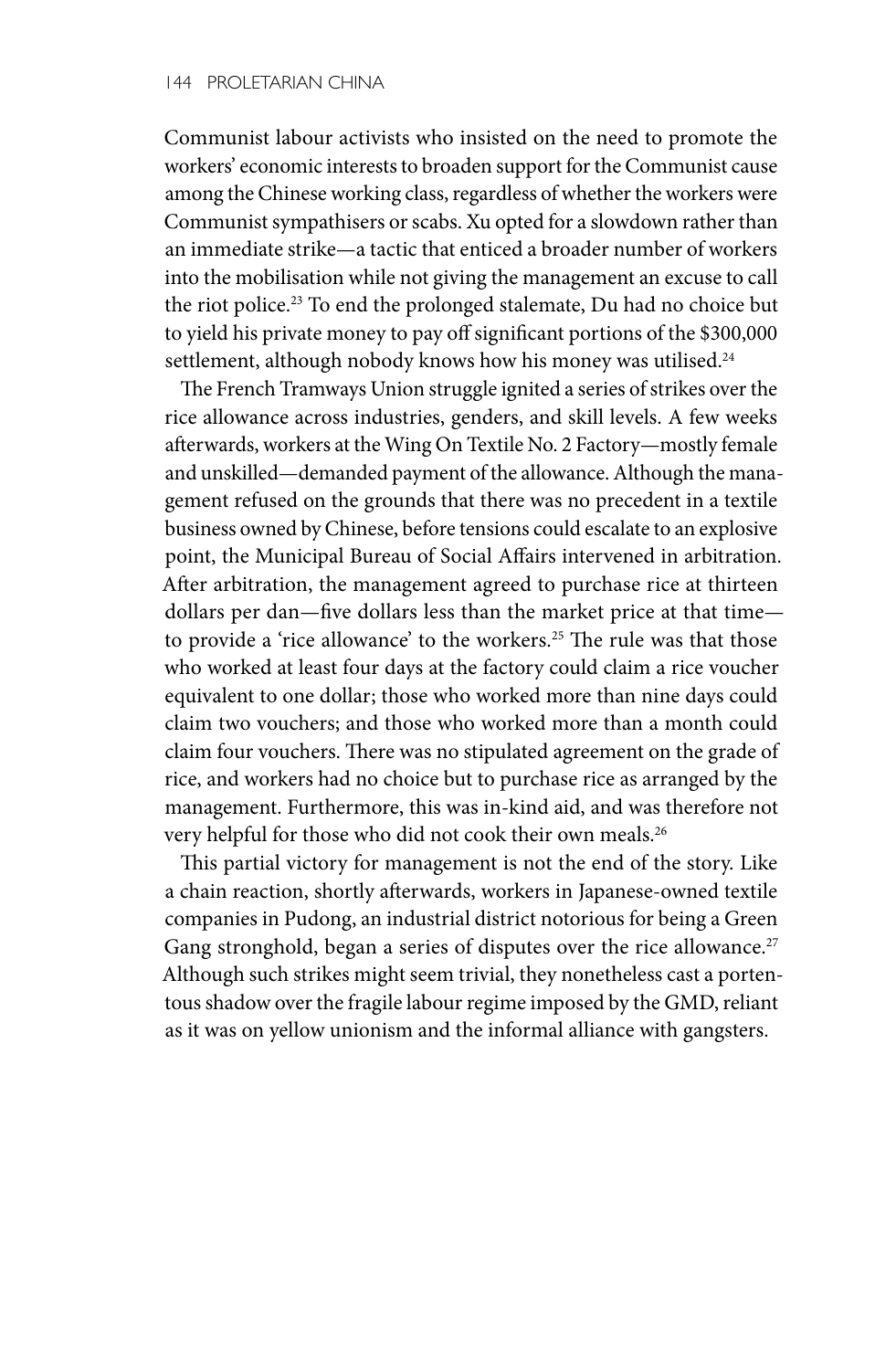Communist labour activists who insisted on the need to promote the workers' economic interests to broaden support for the Communist cause among the Chinese working class, regardless of whether the workers were Communist sympathisers or scabs. Xu opted for a slowdown rather than an immediate strike—a tactic that enticed a broader number of workers into the mobilisation while not giving the management an excuse to call the riot police.[23] To end the prolonged stalemate, Du had no choice but to yield his private money to pay off significant portions of the $300,000 settlement, although nobody knows how his money was utilised.[24]

The French Tramways Union struggle ignited a series of strikes over the rice allowance across industries, genders, and skill levels. A few weeks afterwards, workers at the Wing On Textile No. 2 Factory—mostly female and unskilled—demanded payment of the allowance. Although the management refused on the grounds that there was no precedent in a textile business owned by Chinese, before tensions could escalate to an explosive point, the Municipal Bureau of Social Affairs intervened in arbitration. After arbitration, the management agreed to purchase rice at thirteen dollars per dan—five dollars less than the market price at that time—to provide a 'rice allowance' to the workers.[25] The rule was that those who worked at least four days at the factory could claim a rice voucher equivalent to one dollar; those who worked more than nine days could claim two vouchers; and those who worked more than a month could claim four vouchers. There was no stipulated agreement on the grade of rice, and workers had no choice but to purchase rice as arranged by the management. Furthermore, this was in-kind aid, and was therefore not very helpful for those who did not cook their own meals.[26]

This partial victory for management is not the end of the story. Like a chain reaction, shortly afterwards, workers in Japanese-owned textile companies in Pudong, an industrial district notorious for being a Green Gang stronghold, began a series of disputes over the rice allowance.[27] Although such strikes might seem trivial, they nonetheless cast a portentous shadow over the fragile labour regime imposed by the GMD, reliant as it was on yellow unionism and the informal alliance with gangsters.